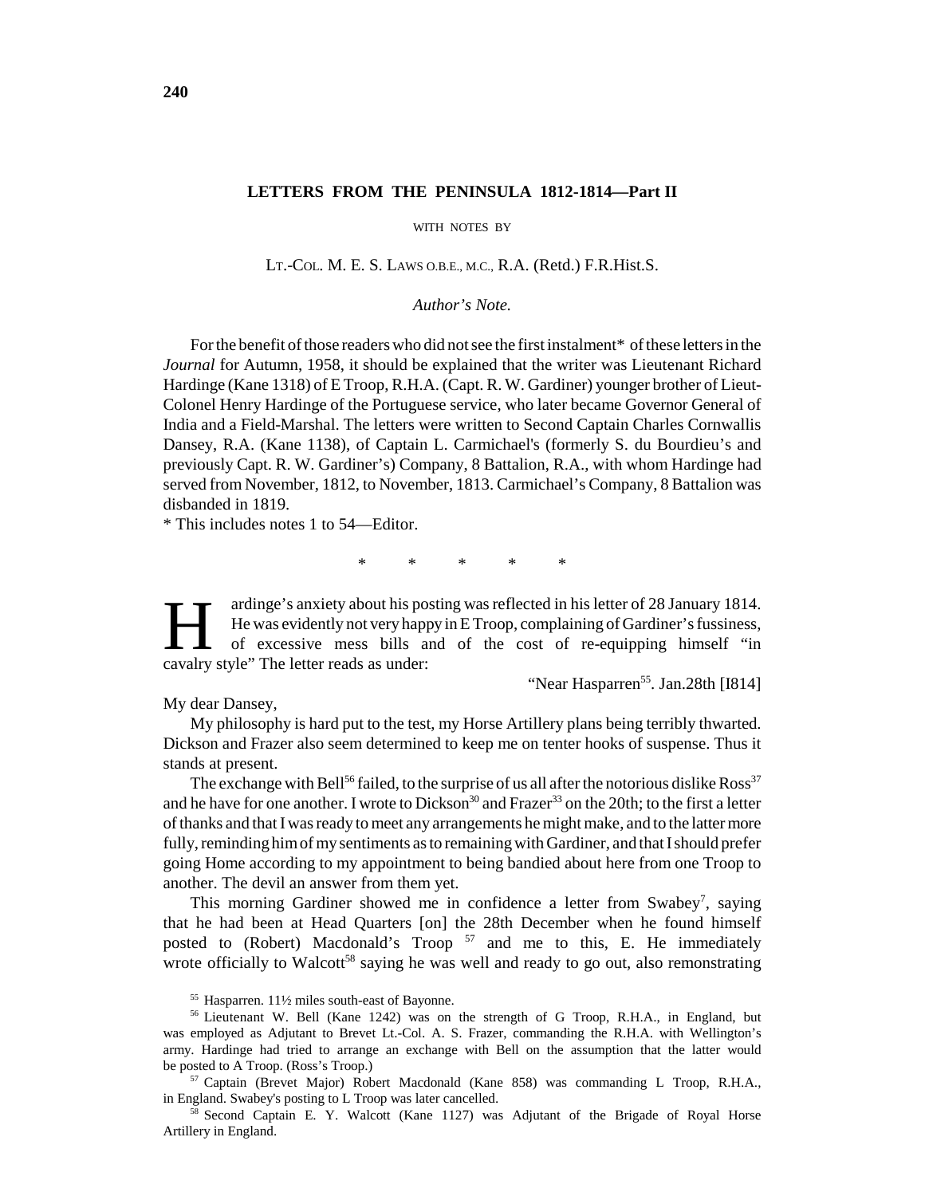# LETTERS FROM THE PENINSULA 1812-1814—Part II

WITH NOTES BY

LT.-COL. M. E. S. LAWS O.B.E., M.C., R.A. (Retd.) F.R.Hist.S.

*Author's Note.*

For the benefit of those readers who did not see the first instalment* of these letters in the *Journal* for Autumn, 1958, it should be explained that the writer was Lieutenant Richard Hardinge (Kane 1318) of E Troop, R.H.A. (Capt. R. W. Gardiner) younger brother of Lieut-Colonel Henry Hardinge of the Portuguese service, who later became Governor General of India and a Field-Marshal. The letters were written to Second Captain Charles Cornwallis Dansey, R.A. (Kane 1138), of Captain L. Carmichael's (formerly S. du Bourdieu's and previously Capt. R. W. Gardiner's) Company, 8 Battalion, R.A., with whom Hardinge had served from November, 1812, to November, 1813. Carmichael's Company, 8 Battalion was disbanded in 1819.

\* This includes notes 1 to 54—Editor.

\*   \*   \*   \*   \*

Hardinge's anxiety about his posting was reflected in his letter of 28 January 1814. He was evidently not very happy in E Troop, complaining of Gardiner's fussiness, of excessive mess bills and of the cost of re-equipping himself "in cavalry style" The letter reads as under:

"Near Hasparren[55]. Jan.28th [I814]

My dear Dansey,

My philosophy is hard put to the test, my Horse Artillery plans being terribly thwarted. Dickson and Frazer also seem determined to keep me on tenter hooks of suspense. Thus it stands at present.

The exchange with Bell[56] failed, to the surprise of us all after the notorious dislike Ross[37] and he have for one another. I wrote to Dickson[30] and Frazer[33] on the 20th; to the first a letter of thanks and that I was ready to meet any arrangements he might make, and to the latter more fully, reminding him of my sentiments as to remaining with Gardiner, and that I should prefer going Home according to my appointment to being bandied about here from one Troop to another. The devil an answer from them yet.

This morning Gardiner showed me in confidence a letter from Swabey[7], saying that he had been at Head Quarters [on] the 28th December when he found himself posted to (Robert) Macdonald's Troop [57] and me to this, E. He immediately wrote officially to Walcott[58] saying he was well and ready to go out, also remonstrating

[55] Hasparren. 11½ miles south-east of Bayonne.

[56] Lieutenant W. Bell (Kane 1242) was on the strength of G Troop, R.H.A., in England, but was employed as Adjutant to Brevet Lt.-Col. A. S. Frazer, commanding the R.H.A. with Wellington's army. Hardinge had tried to arrange an exchange with Bell on the assumption that the latter would be posted to A Troop. (Ross's Troop.)

[57] Captain (Brevet Major) Robert Macdonald (Kane 858) was commanding L Troop, R.H.A., in England. Swabey's posting to L Troop was later cancelled.

[58] Second Captain E. Y. Walcott (Kane 1127) was Adjutant of the Brigade of Royal Horse Artillery in England.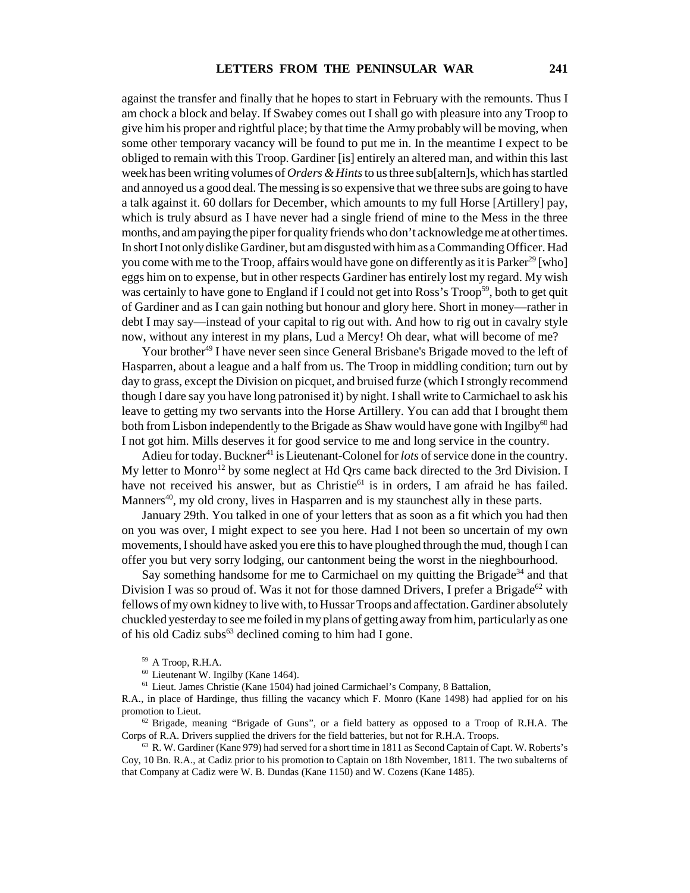against the transfer and finally that he hopes to start in February with the remounts. Thus I am chock a block and belay. If Swabey comes out I shall go with pleasure into any Troop to give him his proper and rightful place; by that time the Army probably will be moving, when some other temporary vacancy will be found to put me in. In the meantime I expect to be obliged to remain with this Troop. Gardiner [is] entirely an altered man, and within this last week has been writing volumes of *Orders & Hints* to us three sub[altern]s, which has startled and annoyed us a good deal. The messing is so expensive that we three subs are going to have a talk against it. 60 dollars for December, which amounts to my full Horse [Artillery] pay, which is truly absurd as I have never had a single friend of mine to the Mess in the three months, and am paying the piper for quality friends who don't acknowledge me at other times. In short I not only dislike Gardiner, but am disgusted with him as a Commanding Officer. Had you come with me to the Troop, affairs would have gone on differently as it is Parker[29] [who] eggs him on to expense, but in other respects Gardiner has entirely lost my regard. My wish was certainly to have gone to England if I could not get into Ross's Troop[59], both to get quit of Gardiner and as I can gain nothing but honour and glory here. Short in money—rather in debt I may say—instead of your capital to rig out with. And how to rig out in cavalry style now, without any interest in my plans, Lud a Mercy! Oh dear, what will become of me?

Your brother[49] I have never seen since General Brisbane's Brigade moved to the left of Hasparren, about a league and a half from us. The Troop in middling condition; turn out by day to grass, except the Division on picquet, and bruised furze (which I strongly recommend though I dare say you have long patronised it) by night. I shall write to Carmichael to ask his leave to getting my two servants into the Horse Artillery. You can add that I brought them both from Lisbon independently to the Brigade as Shaw would have gone with Ingilby[60] had I not got him. Mills deserves it for good service to me and long service in the country.

Adieu for today. Buckner[41] is Lieutenant-Colonel for *lots* of service done in the country. My letter to Monro[12] by some neglect at Hd Qrs came back directed to the 3rd Division. I have not received his answer, but as Christie[61] is in orders, I am afraid he has failed. Manners[40], my old crony, lives in Hasparren and is my staunchest ally in these parts.

January 29th. You talked in one of your letters that as soon as a fit which you had then on you was over, I might expect to see you here. Had I not been so uncertain of my own movements, I should have asked you ere this to have ploughed through the mud, though I can offer you but very sorry lodging, our cantonment being the worst in the nieghbourhood.

Say something handsome for me to Carmichael on my quitting the Brigade[34] and that Division I was so proud of. Was it not for those damned Drivers, I prefer a Brigade[62] with fellows of my own kidney to live with, to Hussar Troops and affectation. Gardiner absolutely chuckled yesterday to see me foiled in my plans of getting away from him, particularly as one of his old Cadiz subs[63] declined coming to him had I gone.

[59] A Troop, R.H.A.

[60] Lieutenant W. Ingilby (Kane 1464).

[61] Lieut. James Christie (Kane 1504) had joined Carmichael's Company, 8 Battalion, R.A., in place of Hardinge, thus filling the vacancy which F. Monro (Kane 1498) had applied for on his promotion to Lieut.

[62] Brigade, meaning "Brigade of Guns", or a field battery as opposed to a Troop of R.H.A. The Corps of R.A. Drivers supplied the drivers for the field batteries, but not for R.H.A. Troops.

[63] R. W. Gardiner (Kane 979) had served for a short time in 1811 as Second Captain of Capt. W. Roberts's Coy, 10 Bn. R.A., at Cadiz prior to his promotion to Captain on 18th November, 1811. The two subalterns of that Company at Cadiz were W. B. Dundas (Kane 1150) and W. Cozens (Kane 1485).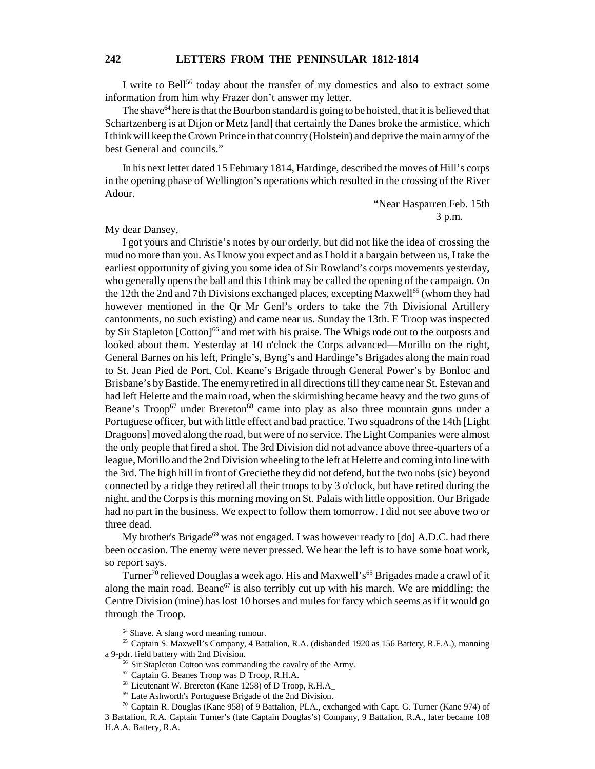I write to Bell[56] today about the transfer of my domestics and also to extract some information from him why Frazer don't answer my letter.

The shave[64] here is that the Bourbon standard is going to be hoisted, that it is believed that Schartzenberg is at Dijon or Metz [and] that certainly the Danes broke the armistice, which I think will keep the Crown Prince in that country (Holstein) and deprive the main army of the best General and councils."

In his next letter dated 15 February 1814, Hardinge, described the moves of Hill's corps in the opening phase of Wellington's operations which resulted in the crossing of the River Adour.

"Near Hasparren Feb. 15th
3 p.m.

My dear Dansey,

I got yours and Christie's notes by our orderly, but did not like the idea of crossing the mud no more than you. As I know you expect and as I hold it a bargain between us, I take the earliest opportunity of giving you some idea of Sir Rowland's corps movements yesterday, who generally opens the ball and this I think may be called the opening of the campaign. On the 12th the 2nd and 7th Divisions exchanged places, excepting Maxwell[65] (whom they had however mentioned in the Qr Mr Genl's orders to take the 7th Divisional Artillery cantonments, no such existing) and came near us. Sunday the 13th. E Troop was inspected by Sir Stapleton [Cotton][66] and met with his praise. The Whigs rode out to the outposts and looked about them. Yesterday at 10 o'clock the Corps advanced—Morillo on the right, General Barnes on his left, Pringle's, Byng's and Hardinge's Brigades along the main road to St. Jean Pied de Port, Col. Keane's Brigade through General Power's by Bonloc and Brisbane's by Bastide. The enemy retired in all directions till they came near St. Estevan and had left Helette and the main road, when the skirmishing became heavy and the two guns of Beane's Troop[67] under Brereton[68] came into play as also three mountain guns under a Portuguese officer, but with little effect and bad practice. Two squadrons of the 14th [Light Dragoons] moved along the road, but were of no service. The Light Companies were almost the only people that fired a shot. The 3rd Division did not advance above three-quarters of a league, Morillo and the 2nd Division wheeling to the left at Helette and coming into line with the 3rd. The high hill in front of Greciethe they did not defend, but the two nobs (sic) beyond connected by a ridge they retired all their troops to by 3 o'clock, but have retired during the night, and the Corps is this morning moving on St. Palais with little opposition. Our Brigade had no part in the business. We expect to follow them tomorrow. I did not see above two or three dead.

My brother's Brigade[69] was not engaged. I was however ready to [do] A.D.C. had there been occasion. The enemy were never pressed. We hear the left is to have some boat work, so report says.

Turner[70] relieved Douglas a week ago. His and Maxwell's[65] Brigades made a crawl of it along the main road. Beane[67] is also terribly cut up with his march. We are middling; the Centre Division (mine) has lost 10 horses and mules for farcy which seems as if it would go through the Troop.

---

[64] Shave. A slang word meaning rumour.

[65] Captain S. Maxwell's Company, 4 Battalion, R.A. (disbanded 1920 as 156 Battery, R.F.A.), manning a 9-pdr. field battery with 2nd Division.

[66] Sir Stapleton Cotton was commanding the cavalry of the Army.

[67] Captain G. Beanes Troop was D Troop, R.H.A.

[68] Lieutenant W. Brereton (Kane 1258) of D Troop, R.H.A_

[69] Late Ashworth's Portuguese Brigade of the 2nd Division.

[70] Captain R. Douglas (Kane 958) of 9 Battalion, PLA., exchanged with Capt. G. Turner (Kane 974) of 3 Battalion, R.A. Captain Turner's (late Captain Douglas's) Company, 9 Battalion, R.A., later became 108 H.A.A. Battery, R.A.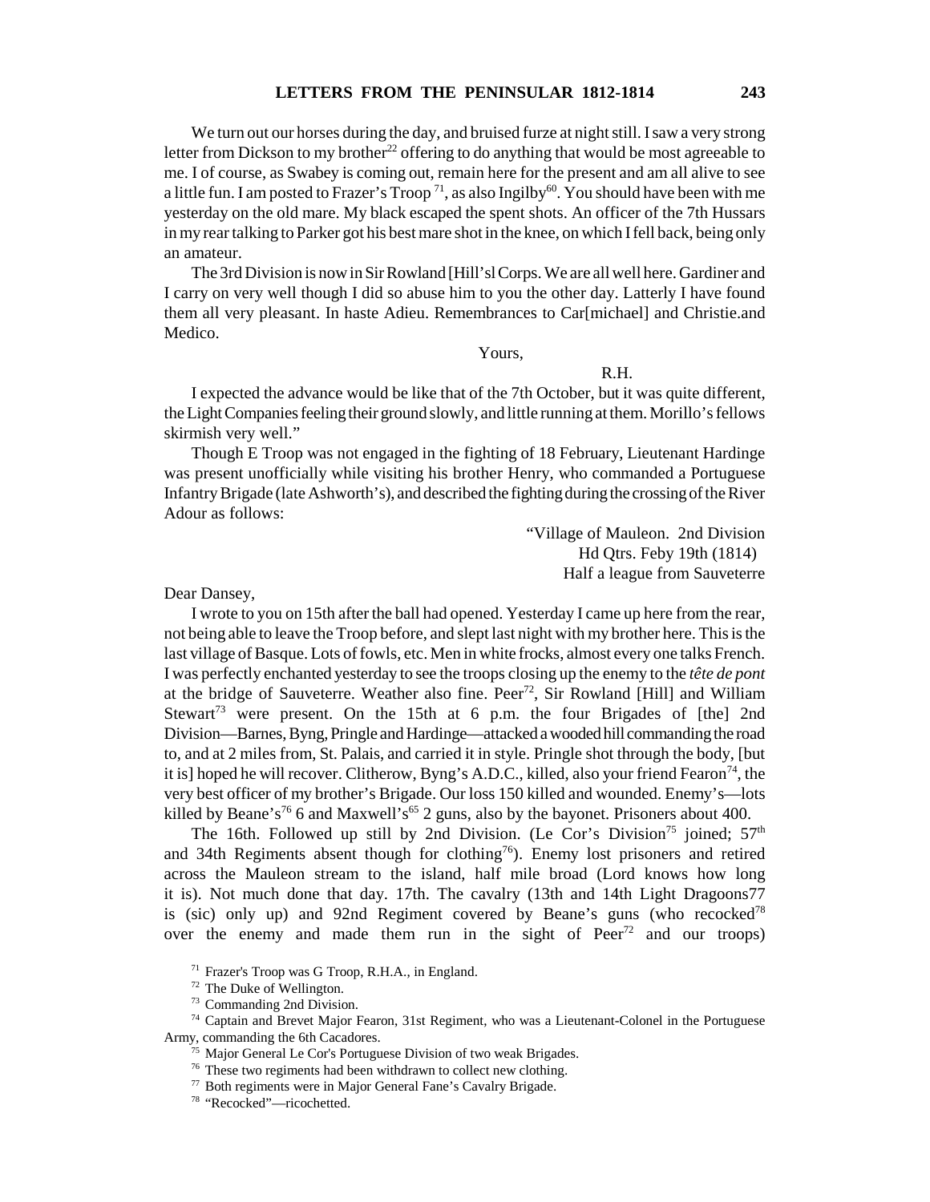We turn out our horses during the day, and bruised furze at night still. I saw a very strong letter from Dickson to my brother[22] offering to do anything that would be most agreeable to me. I of course, as Swabey is coming out, remain here for the present and am all alive to see a little fun. I am posted to Frazer's Troop [71], as also Ingilby[60]. You should have been with me yesterday on the old mare. My black escaped the spent shots. An officer of the 7th Hussars in my rear talking to Parker got his best mare shot in the knee, on which I fell back, being only an amateur.

The 3rd Division is now in Sir Rowland [Hill'sl Corps. We are all well here. Gardiner and I carry on very well though I did so abuse him to you the other day. Latterly I have found them all very pleasant. In haste Adieu. Remembrances to Car[michael] and Christie.and Medico.

Yours,

R.H.

I expected the advance would be like that of the 7th October, but it was quite different, the Light Companies feeling their ground slowly, and little running at them. Morillo's fellows skirmish very well."

Though E Troop was not engaged in the fighting of 18 February, Lieutenant Hardinge was present unofficially while visiting his brother Henry, who commanded a Portuguese Infantry Brigade (late Ashworth's), and described the fighting during the crossing of the River Adour as follows:

"Village of Mauleon. 2nd Division
Hd Qtrs. Feby 19th (1814)
Half a league from Sauveterre

Dear Dansey,

I wrote to you on 15th after the ball had opened. Yesterday I came up here from the rear, not being able to leave the Troop before, and slept last night with my brother here. This is the last village of Basque. Lots of fowls, etc. Men in white frocks, almost every one talks French. I was perfectly enchanted yesterday to see the troops closing up the enemy to the *tête de pont* at the bridge of Sauveterre. Weather also fine. Peer[72], Sir Rowland [Hill] and William Stewart[73] were present. On the 15th at 6 p.m. the four Brigades of [the] 2nd Division—Barnes, Byng, Pringle and Hardinge—attacked a wooded hill commanding the road to, and at 2 miles from, St. Palais, and carried it in style. Pringle shot through the body, [but it is] hoped he will recover. Clitherow, Byng's A.D.C., killed, also your friend Fearon[74], the very best officer of my brother's Brigade. Our loss 150 killed and wounded. Enemy's—lots killed by Beane's[76] 6 and Maxwell's[65] 2 guns, also by the bayonet. Prisoners about 400.

The 16th. Followed up still by 2nd Division. (Le Cor's Division[75] joined; 57th and 34th Regiments absent though for clothing[76]). Enemy lost prisoners and retired across the Mauleon stream to the island, half mile broad (Lord knows how long it is). Not much done that day. 17th. The cavalry (13th and 14th Light Dragoons77 is (sic) only up) and 92nd Regiment covered by Beane's guns (who recocked[78] over the enemy and made them run in the sight of Peer[72] and our troops)

[71] Frazer's Troop was G Troop, R.H.A., in England.

[72] The Duke of Wellington.

[73] Commanding 2nd Division.

[74] Captain and Brevet Major Fearon, 31st Regiment, who was a Lieutenant-Colonel in the Portuguese Army, commanding the 6th Cacadores.

[75] Major General Le Cor's Portuguese Division of two weak Brigades.

[76] These two regiments had been withdrawn to collect new clothing.

[77] Both regiments were in Major General Fane's Cavalry Brigade.

[78] "Recocked"—ricochetted.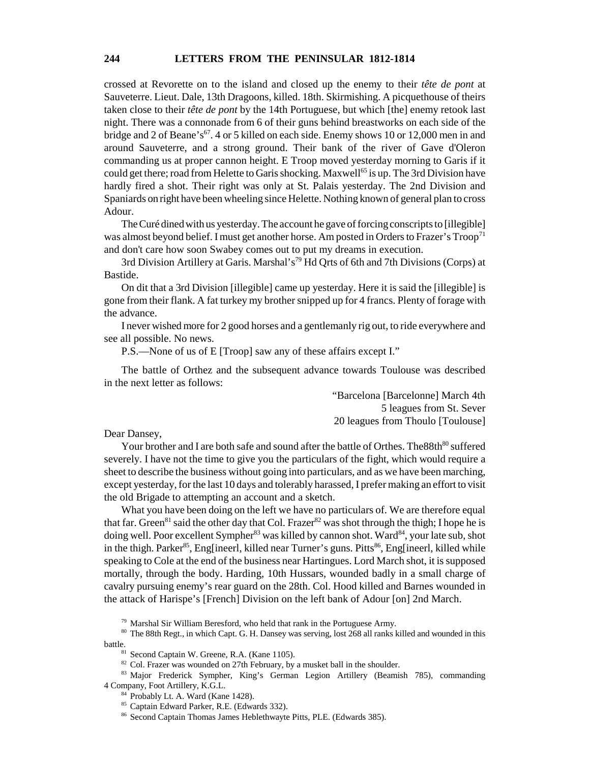crossed at Revorette on to the island and closed up the enemy to their *tête de pont* at Sauveterre. Lieut. Dale, 13th Dragoons, killed. 18th. Skirmishing. A picquethouse of theirs taken close to their *tête de pont* by the 14th Portuguese, but which [the] enemy retook last night. There was a connonade from 6 of their guns behind breastworks on each side of the bridge and 2 of Beane's[67]. 4 or 5 killed on each side. Enemy shows 10 or 12,000 men in and around Sauveterre, and a strong ground. Their bank of the river of Gave d'Oleron commanding us at proper cannon height. E Troop moved yesterday morning to Garis if it could get there; road from Helette to Garis shocking. Maxwell[65] is up. The 3rd Division have hardly fired a shot. Their right was only at St. Palais yesterday. The 2nd Division and Spaniards on right have been wheeling since Helette. Nothing known of general plan to cross Adour.

The Curé dined with us yesterday. The account he gave of forcing conscripts to [illegible] was almost beyond belief. I must get another horse. Am posted in Orders to Frazer's Troop[71] and don't care how soon Swabey comes out to put my dreams in execution.

3rd Division Artillery at Garis. Marshal's[79] Hd Qrts of 6th and 7th Divisions (Corps) at Bastide.

On dit that a 3rd Division [illegible] came up yesterday. Here it is said the [illegible] is gone from their flank. A fat turkey my brother snipped up for 4 francs. Plenty of forage with the advance.

I never wished more for 2 good horses and a gentlemanly rig out, to ride everywhere and see all possible. No news.

P.S.—None of us of E [Troop] saw any of these affairs except I."

The battle of Orthez and the subsequent advance towards Toulouse was described in the next letter as follows:

"Barcelona [Barcelonne] March 4th
5 leagues from St. Sever
20 leagues from Thoulo [Toulouse]

Dear Dansey,

Your brother and I are both safe and sound after the battle of Orthes. The88th[80] suffered severely. I have not the time to give you the particulars of the fight, which would require a sheet to describe the business without going into particulars, and as we have been marching, except yesterday, for the last 10 days and tolerably harassed, I prefer making an effort to visit the old Brigade to attempting an account and a sketch.

What you have been doing on the left we have no particulars of. We are therefore equal that far. Green[81] said the other day that Col. Frazer[82] was shot through the thigh; I hope he is doing well. Poor excellent Sympher[83] was killed by cannon shot. Ward[84], your late sub, shot in the thigh. Parker[85], Eng[ineerl, killed near Turner's guns. Pitts[86], Eng[ineerl, killed while speaking to Cole at the end of the business near Hartingues. Lord March shot, it is supposed mortally, through the body. Harding, 10th Hussars, wounded badly in a small charge of cavalry pursuing enemy's rear guard on the 28th. Col. Hood killed and Barnes wounded in the attack of Harispe's [French] Division on the left bank of Adour [on] 2nd March.

[79] Marshal Sir William Beresford, who held that rank in the Portuguese Army.

[80] The 88th Regt., in which Capt. G. H. Dansey was serving, lost 268 all ranks killed and wounded in this battle.

[81] Second Captain W. Greene, R.A. (Kane 1105).

[82] Col. Frazer was wounded on 27th February, by a musket ball in the shoulder.

[83] Major Frederick Sympher, King's German Legion Artillery (Beamish 785), commanding 4 Company, Foot Artillery, K.G.L.

[84] Probably Lt. A. Ward (Kane 1428).

[85] Captain Edward Parker, R.E. (Edwards 332).

[86] Second Captain Thomas James Heblethwayte Pitts, PLE. (Edwards 385).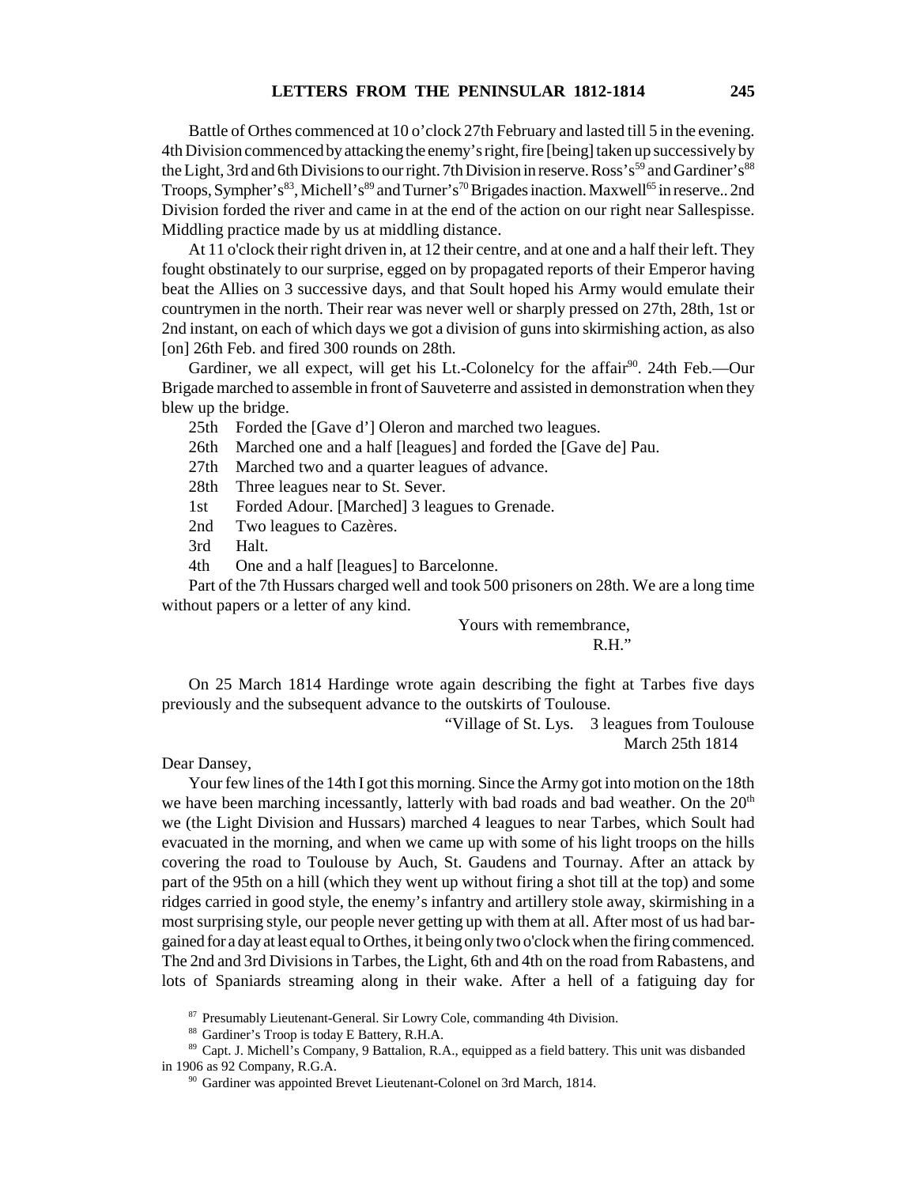Battle of Orthes commenced at 10 o'clock 27th February and lasted till 5 in the evening. 4th Division commenced by attacking the enemy's right, fire [being] taken up successively by the Light, 3rd and 6th Divisions to our right. 7th Division in reserve. Ross's[59] and Gardiner's[88] Troops, Sympher's[83], Michell's[89] and Turner's[70] Brigades inaction. Maxwell[65] in reserve.. 2nd Division forded the river and came in at the end of the action on our right near Sallespisse. Middling practice made by us at middling distance.

At 11 o'clock their right driven in, at 12 their centre, and at one and a half their left. They fought obstinately to our surprise, egged on by propagated reports of their Emperor having beat the Allies on 3 successive days, and that Soult hoped his Army would emulate their countrymen in the north. Their rear was never well or sharply pressed on 27th, 28th, 1st or 2nd instant, on each of which days we got a division of guns into skirmishing action, as also [on] 26th Feb. and fired 300 rounds on 28th.

Gardiner, we all expect, will get his Lt.-Colonelcy for the affair[90]. 24th Feb.—Our Brigade marched to assemble in front of Sauveterre and assisted in demonstration when they blew up the bridge.

25th Forded the [Gave d'] Oleron and marched two leagues.
26th Marched one and a half [leagues] and forded the [Gave de] Pau.
27th Marched two and a quarter leagues of advance.
28th Three leagues near to St. Sever.
1st Forded Adour. [Marched] 3 leagues to Grenade.
2nd Two leagues to Cazères.
3rd Halt.
4th One and a half [leagues] to Barcelonne.

Part of the 7th Hussars charged well and took 500 prisoners on 28th. We are a long time without papers or a letter of any kind.

Yours with remembrance,
R.H."

On 25 March 1814 Hardinge wrote again describing the fight at Tarbes five days previously and the subsequent advance to the outskirts of Toulouse.

"Village of St. Lys. 3 leagues from Toulouse
March 25th 1814

Dear Dansey,

Your few lines of the 14th I got this morning. Since the Army got into motion on the 18th we have been marching incessantly, latterly with bad roads and bad weather. On the 20th we (the Light Division and Hussars) marched 4 leagues to near Tarbes, which Soult had evacuated in the morning, and when we came up with some of his light troops on the hills covering the road to Toulouse by Auch, St. Gaudens and Tournay. After an attack by part of the 95th on a hill (which they went up without firing a shot till at the top) and some ridges carried in good style, the enemy's infantry and artillery stole away, skirmishing in a most surprising style, our people never getting up with them at all. After most of us had bargained for a day at least equal to Orthes, it being only two o'clock when the firing commenced. The 2nd and 3rd Divisions in Tarbes, the Light, 6th and 4th on the road from Rabastens, and lots of Spaniards streaming along in their wake. After a hell of a fatiguing day for

[87] Presumably Lieutenant-General. Sir Lowry Cole, commanding 4th Division.

[88] Gardiner's Troop is today E Battery, R.H.A.

[89] Capt. J. Michell's Company, 9 Battalion, R.A., equipped as a field battery. This unit was disbanded in 1906 as 92 Company, R.G.A.

[90] Gardiner was appointed Brevet Lieutenant-Colonel on 3rd March, 1814.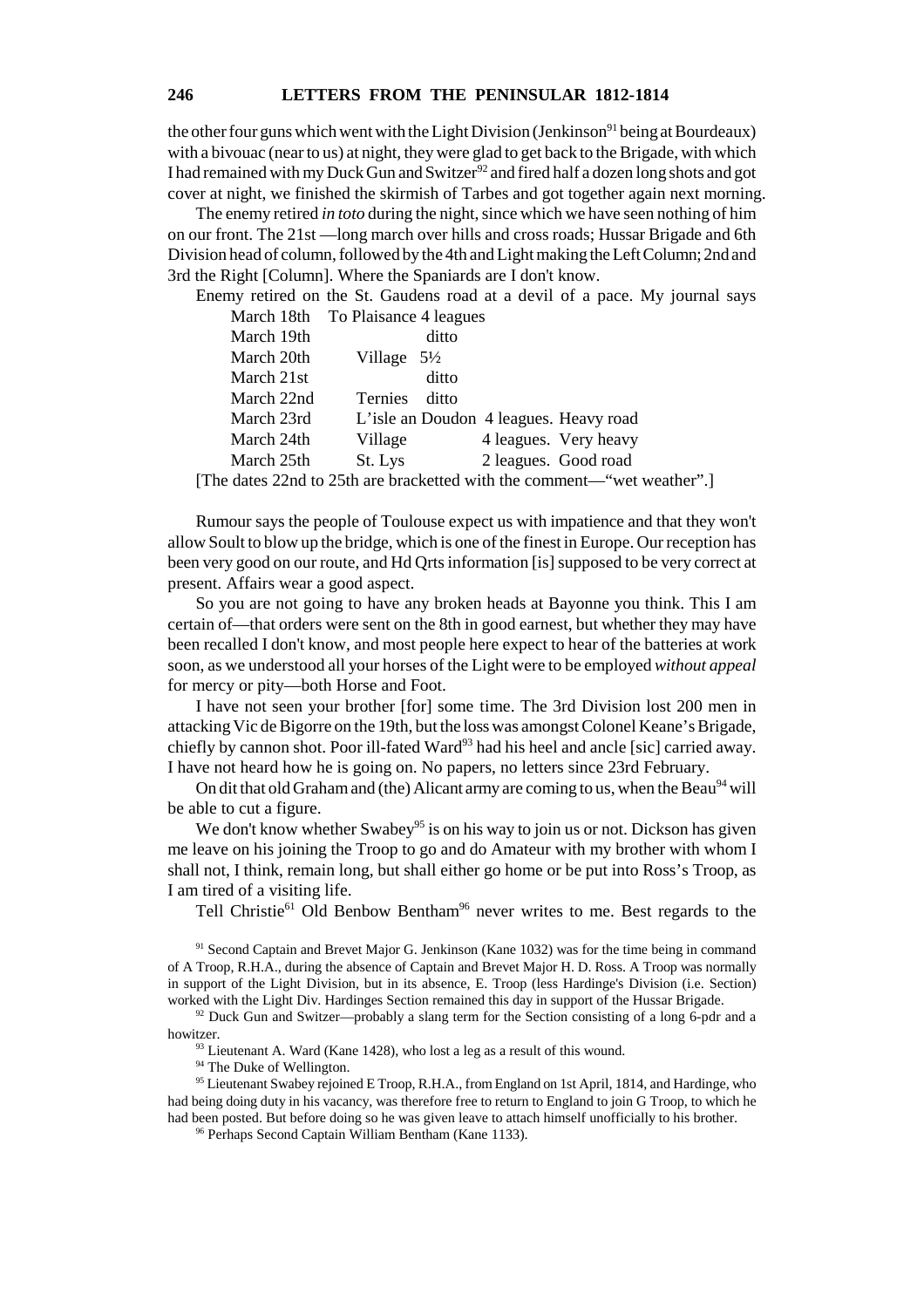the other four guns which went with the Light Division (Jenkinson[91] being at Bourdeaux) with a bivouac (near to us) at night, they were glad to get back to the Brigade, with which I had remained with my Duck Gun and Switzer[92] and fired half a dozen long shots and got cover at night, we finished the skirmish of Tarbes and got together again next morning.

The enemy retired *in toto* during the night, since which we have seen nothing of him on our front. The 21st —long march over hills and cross roads; Hussar Brigade and 6th Division head of column, followed by the 4th and Light making the Left Column; 2nd and 3rd the Right [Column]. Where the Spaniards are I don't know.

Enemy retired on the St. Gaudens road at a devil of a pace. My journal says

| | | | |
|---|---|---|---|
| March 18th | To Plaisance 4 leagues | | |
| March 19th | ditto | | |
| March 20th | Village 5½ | | |
| March 21st | ditto | | |
| March 22nd | Ternies ditto | | |
| March 23rd | L'isle an Doudon 4 leagues. Heavy road | | |
| March 24th | Village | 4 leagues. | Very heavy |
| March 25th | St. Lys | 2 leagues. | Good road |

[The dates 22nd to 25th are bracketted with the comment—"wet weather".]

Rumour says the people of Toulouse expect us with impatience and that they won't allow Soult to blow up the bridge, which is one of the finest in Europe. Our reception has been very good on our route, and Hd Qrts information [is] supposed to be very correct at present. Affairs wear a good aspect.

So you are not going to have any broken heads at Bayonne you think. This I am certain of—that orders were sent on the 8th in good earnest, but whether they may have been recalled I don't know, and most people here expect to hear of the batteries at work soon, as we understood all your horses of the Light were to be employed *without appeal* for mercy or pity—both Horse and Foot.

I have not seen your brother [for] some time. The 3rd Division lost 200 men in attacking Vic de Bigorre on the 19th, but the loss was amongst Colonel Keane's Brigade, chiefly by cannon shot. Poor ill-fated Ward[93] had his heel and ancle [sic] carried away. I have not heard how he is going on. No papers, no letters since 23rd February.

On dit that old Graham and (the) Alicant army are coming to us, when the Beau[94] will be able to cut a figure.

We don't know whether Swabey[95] is on his way to join us or not. Dickson has given me leave on his joining the Troop to go and do Amateur with my brother with whom I shall not, I think, remain long, but shall either go home or be put into Ross's Troop, as I am tired of a visiting life.

Tell Christie[61] Old Benbow Bentham[96] never writes to me. Best regards to the

---

[91] Second Captain and Brevet Major G. Jenkinson (Kane 1032) was for the time being in command of A Troop, R.H.A., during the absence of Captain and Brevet Major H. D. Ross. A Troop was normally in support of the Light Division, but in its absence, E. Troop (less Hardinge's Division (i.e. Section) worked with the Light Div. Hardinges Section remained this day in support of the Hussar Brigade.

[92] Duck Gun and Switzer—probably a slang term for the Section consisting of a long 6-pdr and a howitzer.

[93] Lieutenant A. Ward (Kane 1428), who lost a leg as a result of this wound.

[94] The Duke of Wellington.

[95] Lieutenant Swabey rejoined E Troop, R.H.A., from England on 1st April, 1814, and Hardinge, who had being doing duty in his vacancy, was therefore free to return to England to join G Troop, to which he had been posted. But before doing so he was given leave to attach himself unofficially to his brother.

[96] Perhaps Second Captain William Bentham (Kane 1133).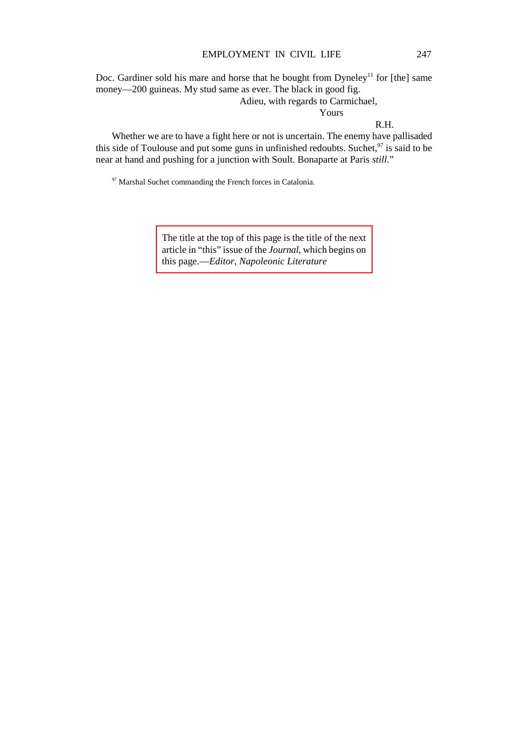Doc. Gardiner sold his mare and horse that he bought from Dyneley[11] for [the] same money—200 guineas. My stud same as ever. The black in good fig.

Adieu, with regards to Carmichael,

Yours

R.H.

Whether we are to have a fight here or not is uncertain. The enemy have pallisaded this side of Toulouse and put some guns in unfinished redoubts. Suchet,[97] is said to be near at hand and pushing for a junction with Soult. Bonaparte at Paris *still*."

[97] Marshal Suchet commanding the French forces in Catalonia.

The title at the top of this page is the title of the next article in "this" issue of the *Journal*, which begins on this page.—*Editor, Napoleonic Literature*